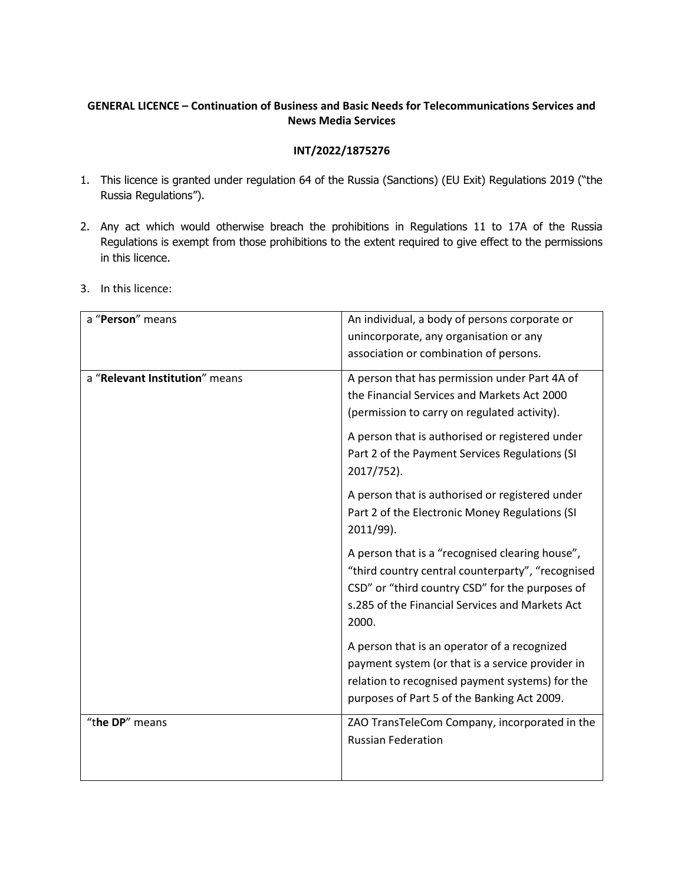**GENERAL LICENCE – Continuation of Business and Basic Needs for Telecommunications Services and News Media Services**

**INT/2022/1875276**

1. This licence is granted under regulation 64 of the Russia (Sanctions) (EU Exit) Regulations 2019 ("the Russia Regulations").

2. Any act which would otherwise breach the prohibitions in Regulations 11 to 17A of the Russia Regulations is exempt from those prohibitions to the extent required to give effect to the permissions in this licence.

3. In this licence:

| | |
|---|---|
| a "**Person**" means | An individual, a body of persons corporate or unincorporate, any organisation or any association or combination of persons. |
| a "**Relevant Institution**" means | A person that has permission under Part 4A of the Financial Services and Markets Act 2000 (permission to carry on regulated activity).<br><br>A person that is authorised or registered under Part 2 of the Payment Services Regulations (SI 2017/752).<br><br>A person that is authorised or registered under Part 2 of the Electronic Money Regulations (SI 2011/99).<br><br>A person that is a "recognised clearing house", "third country central counterparty", "recognised CSD" or "third country CSD" for the purposes of s.285 of the Financial Services and Markets Act 2000.<br><br>A person that is an operator of a recognized payment system (or that is a service provider in relation to recognised payment systems) for the purposes of Part 5 of the Banking Act 2009. |
| "t**he DP**" means | ZAO TransTeleCom Company, incorporated in the Russian Federation |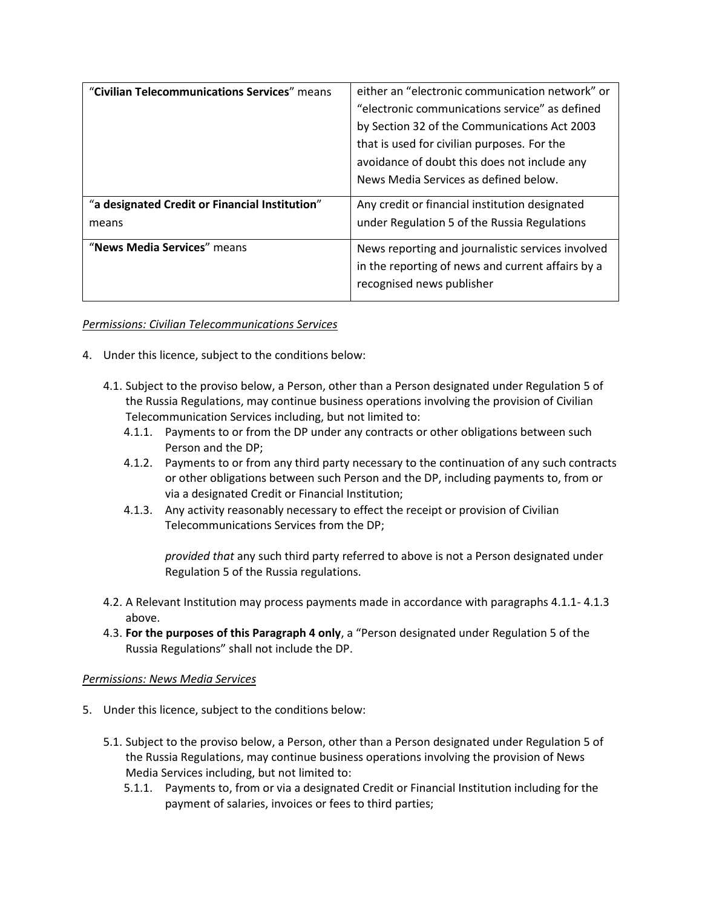| | |
|---|---|
| "**Civilian Telecommunications Services**" means | either an "electronic communication network" or "electronic communications service" as defined by Section 32 of the Communications Act 2003 that is used for civilian purposes. For the avoidance of doubt this does not include any News Media Services as defined below. |
| "**a designated Credit or Financial Institution**" means | Any credit or financial institution designated under Regulation 5 of the Russia Regulations |
| "**News Media Services**" means | News reporting and journalistic services involved in the reporting of news and current affairs by a recognised news publisher |

*Permissions: Civilian Telecommunications Services*

4. Under this licence, subject to the conditions below:

   4.1. Subject to the proviso below, a Person, other than a Person designated under Regulation 5 of the Russia Regulations, may continue business operations involving the provision of Civilian Telecommunication Services including, but not limited to:

   4.1.1. Payments to or from the DP under any contracts or other obligations between such Person and the DP;

   4.1.2. Payments to or from any third party necessary to the continuation of any such contracts or other obligations between such Person and the DP, including payments to, from or via a designated Credit or Financial Institution;

   4.1.3. Any activity reasonably necessary to effect the receipt or provision of Civilian Telecommunications Services from the DP;

   *provided that* any such third party referred to above is not a Person designated under Regulation 5 of the Russia regulations.

   4.2. A Relevant Institution may process payments made in accordance with paragraphs 4.1.1- 4.1.3 above.

   4.3. **For the purposes of this Paragraph 4 only**, a "Person designated under Regulation 5 of the Russia Regulations" shall not include the DP.

*Permissions: News Media Services*

5. Under this licence, subject to the conditions below:

   5.1. Subject to the proviso below, a Person, other than a Person designated under Regulation 5 of the Russia Regulations, may continue business operations involving the provision of News Media Services including, but not limited to:

   5.1.1. Payments to, from or via a designated Credit or Financial Institution including for the payment of salaries, invoices or fees to third parties;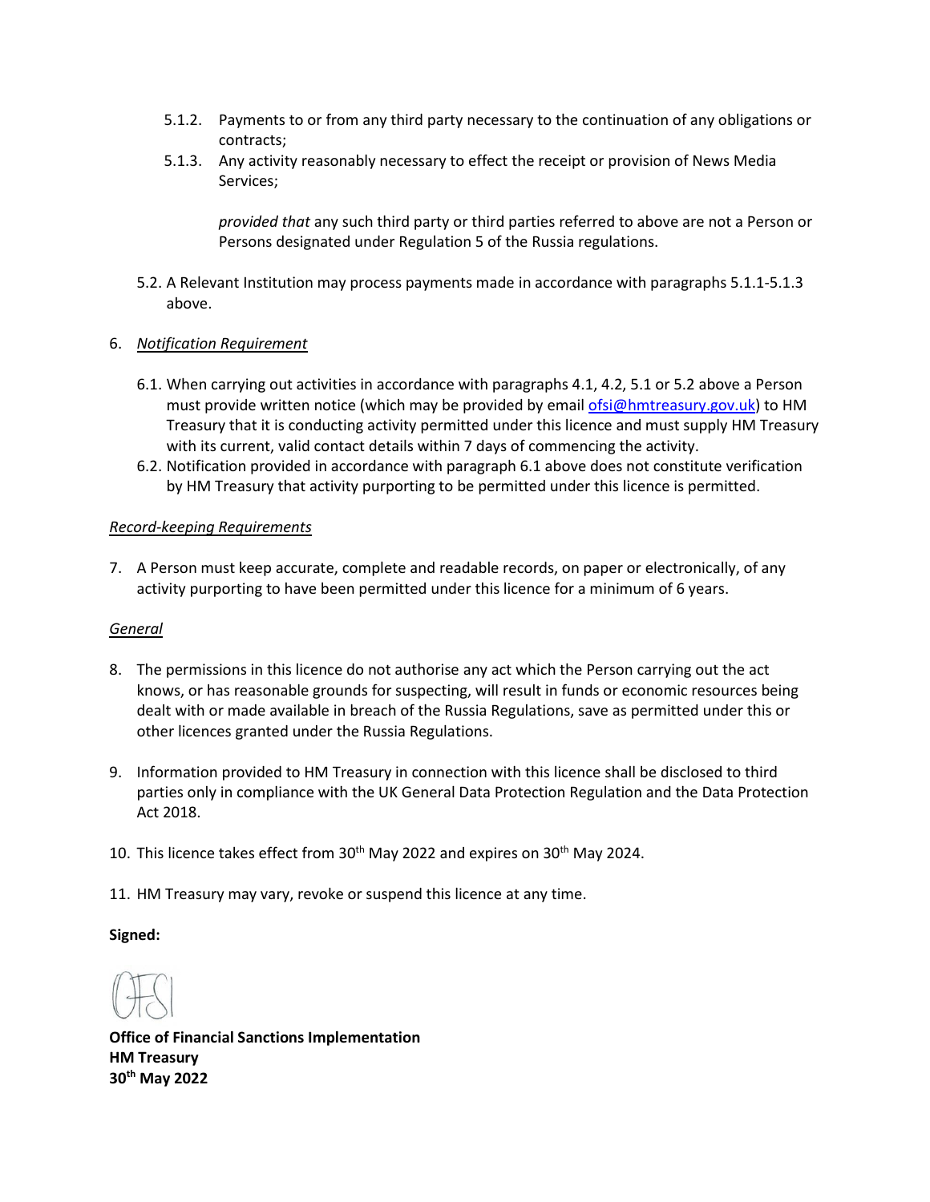5.1.2. Payments to or from any third party necessary to the continuation of any obligations or contracts;

5.1.3. Any activity reasonably necessary to effect the receipt or provision of News Media Services;

*provided that* any such third party or third parties referred to above are not a Person or Persons designated under Regulation 5 of the Russia regulations.

5.2. A Relevant Institution may process payments made in accordance with paragraphs 5.1.1-5.1.3 above.

6. *Notification Requirement*

6.1. When carrying out activities in accordance with paragraphs 4.1, 4.2, 5.1 or 5.2 above a Person must provide written notice (which may be provided by email ofsi@hmtreasury.gov.uk) to HM Treasury that it is conducting activity permitted under this licence and must supply HM Treasury with its current, valid contact details within 7 days of commencing the activity.

6.2. Notification provided in accordance with paragraph 6.1 above does not constitute verification by HM Treasury that activity purporting to be permitted under this licence is permitted.

*Record-keeping Requirements*

7. A Person must keep accurate, complete and readable records, on paper or electronically, of any activity purporting to have been permitted under this licence for a minimum of 6 years.

*General*

8. The permissions in this licence do not authorise any act which the Person carrying out the act knows, or has reasonable grounds for suspecting, will result in funds or economic resources being dealt with or made available in breach of the Russia Regulations, save as permitted under this or other licences granted under the Russia Regulations.

9. Information provided to HM Treasury in connection with this licence shall be disclosed to third parties only in compliance with the UK General Data Protection Regulation and the Data Protection Act 2018.

10. This licence takes effect from 30th May 2022 and expires on 30th May 2024.

11. HM Treasury may vary, revoke or suspend this licence at any time.

**Signed:**

OFSI

**Office of Financial Sanctions Implementation**
**HM Treasury**
**30th May 2022**